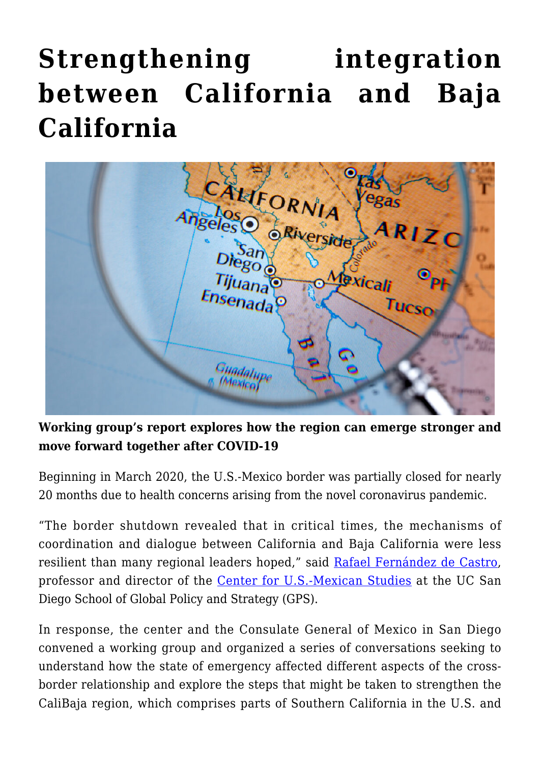# Strengthening integration between California and Baja California

**Working group's report explores how the region can emerge stronger and move forward together after COVID-19**

Beginning in March 2020, the U.S.-Mexico border was partially closed for nearly 20 months due to health concerns arising from the novel coronavirus pandemic.

"The border shutdown revealed that in critical times, the mechanisms of coordination and dialogue between California and Baja California were less resilient than many regional leaders hoped," said Rafael Fernández de Castro, professor and director of the Center for U.S.-Mexican Studies at the UC San Diego School of Global Policy and Strategy (GPS).

In response, the center and the Consulate General of Mexico in San Diego convened a working group and organized a series of conversations seeking to understand how the state of emergency affected different aspects of the cross-border relationship and explore the steps that might be taken to strengthen the CaliBaja region, which comprises parts of Southern California in the U.S. and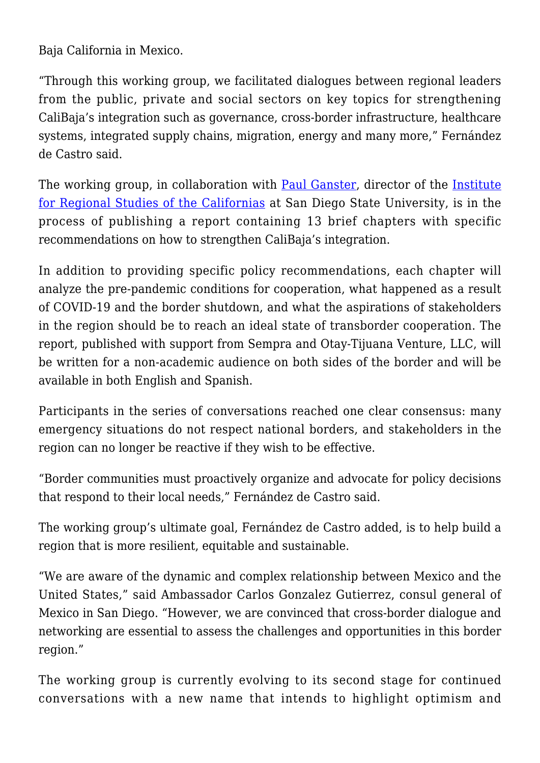Baja California in Mexico.

"Through this working group, we facilitated dialogues between regional leaders from the public, private and social sectors on key topics for strengthening CaliBaja's integration such as governance, cross-border infrastructure, healthcare systems, integrated supply chains, migration, energy and many more," Fernández de Castro said.

The working group, in collaboration with Paul Ganster, director of the Institute for Regional Studies of the Californias at San Diego State University, is in the process of publishing a report containing 13 brief chapters with specific recommendations on how to strengthen CaliBaja's integration.

In addition to providing specific policy recommendations, each chapter will analyze the pre-pandemic conditions for cooperation, what happened as a result of COVID-19 and the border shutdown, and what the aspirations of stakeholders in the region should be to reach an ideal state of transborder cooperation. The report, published with support from Sempra and Otay-Tijuana Venture, LLC, will be written for a non-academic audience on both sides of the border and will be available in both English and Spanish.

Participants in the series of conversations reached one clear consensus: many emergency situations do not respect national borders, and stakeholders in the region can no longer be reactive if they wish to be effective.

"Border communities must proactively organize and advocate for policy decisions that respond to their local needs," Fernández de Castro said.

The working group's ultimate goal, Fernández de Castro added, is to help build a region that is more resilient, equitable and sustainable.

"We are aware of the dynamic and complex relationship between Mexico and the United States," said Ambassador Carlos Gonzalez Gutierrez, consul general of Mexico in San Diego. "However, we are convinced that cross-border dialogue and networking are essential to assess the challenges and opportunities in this border region."

The working group is currently evolving to its second stage for continued conversations with a new name that intends to highlight optimism and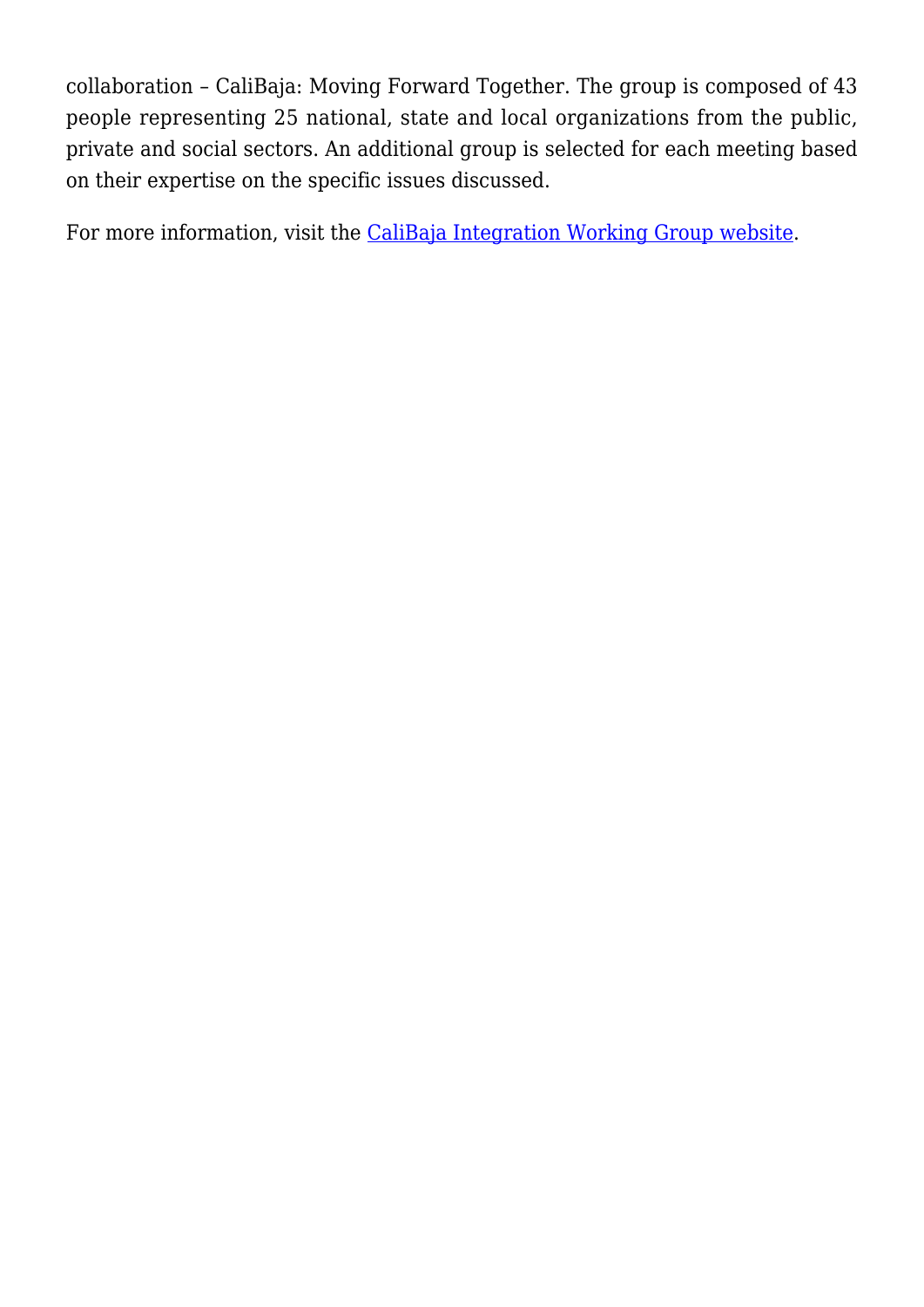collaboration – CaliBaja: Moving Forward Together. The group is composed of 43 people representing 25 national, state and local organizations from the public, private and social sectors. An additional group is selected for each meeting based on their expertise on the specific issues discussed.

For more information, visit the CaliBaja Integration Working Group website.